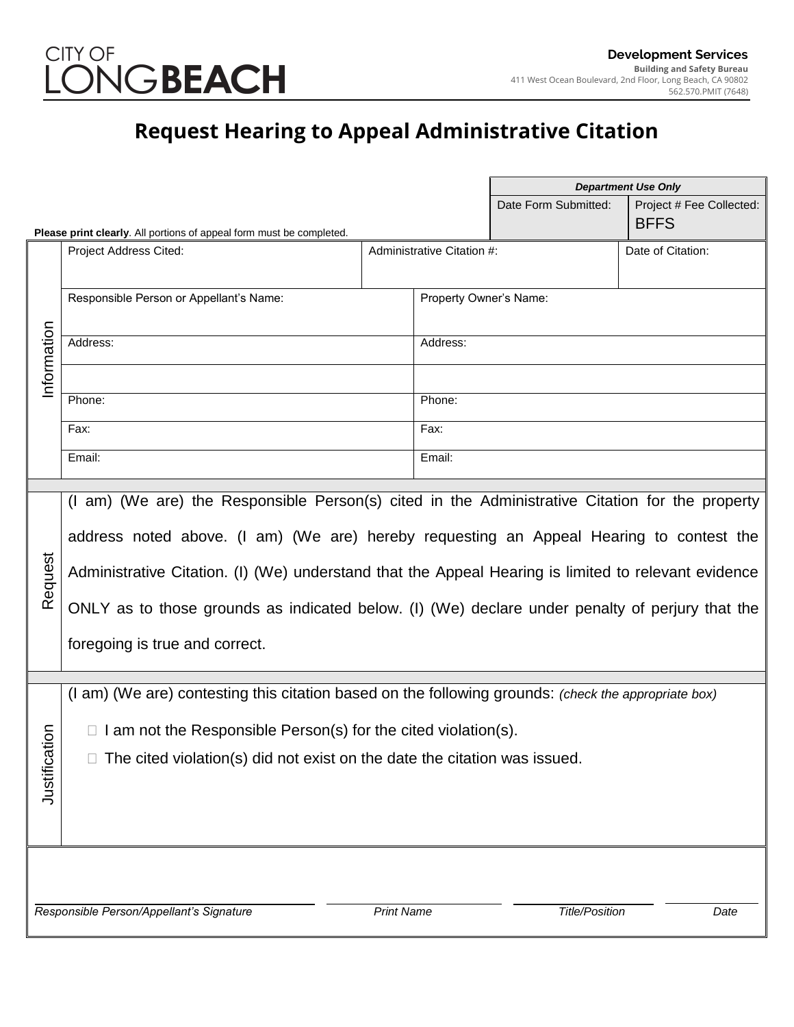CITY OF LONG**BEACH**

**Development Services**
**Building and Safety Bureau**
411 West Ocean Boulevard, 2nd Floor, Long Beach, CA 90802
562.570.PMIT (7648)

# Request Hearing to Appeal Administrative Citation

| *Department Use Only* | |
|---|---|
| Date Form Submitted: | Project # Fee Collected: BFFS |

**Please print clearly**. All portions of appeal form must be completed.

**Information**

| Project Address Cited: | Administrative Citation #: | Date of Citation: |
|---|---|---|
| | | |

| Responsible Person or Appellant's Name: | Property Owner's Name: |
|---|---|
| Address: | Address: |
| | |
| Phone: | Phone: |
| Fax: | Fax: |
| Email: | Email: |

**Request**

(I am) (We are) the Responsible Person(s) cited in the Administrative Citation for the property address noted above. (I am) (We are) hereby requesting an Appeal Hearing to contest the Administrative Citation. (I) (We) understand that the Appeal Hearing is limited to relevant evidence ONLY as to those grounds as indicated below. (I) (We) declare under penalty of perjury that the foregoing is true and correct.

**Justification**

(I am) (We are) contesting this citation based on the following grounds: *(check the appropriate box)*

- ☐ I am not the Responsible Person(s) for the cited violation(s).
- ☐ The cited violation(s) did not exist on the date the citation was issued.

| | | | |
|---|---|---|---|
| *Responsible Person/Appellant's Signature* | *Print Name* | *Title/Position* | *Date* |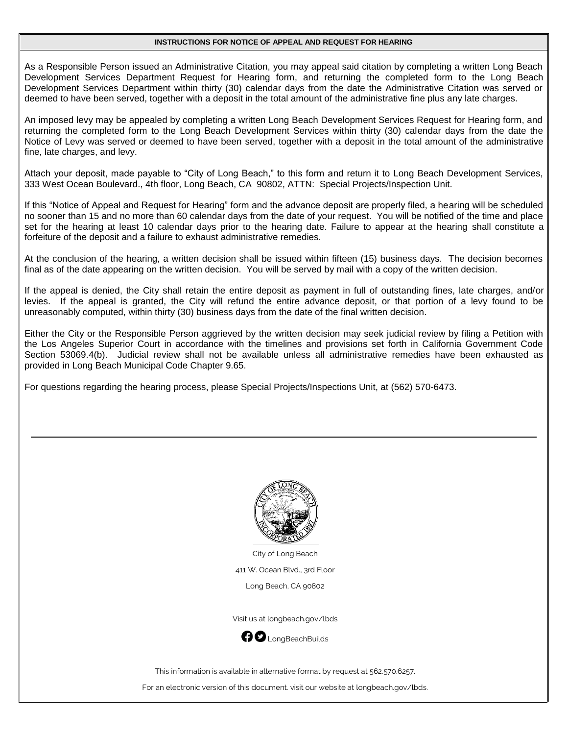## INSTRUCTIONS FOR NOTICE OF APPEAL AND REQUEST FOR HEARING

As a Responsible Person issued an Administrative Citation, you may appeal said citation by completing a written Long Beach Development Services Department Request for Hearing form, and returning the completed form to the Long Beach Development Services Department within thirty (30) calendar days from the date the Administrative Citation was served or deemed to have been served, together with a deposit in the total amount of the administrative fine plus any late charges.

An imposed levy may be appealed by completing a written Long Beach Development Services Request for Hearing form, and returning the completed form to the Long Beach Development Services within thirty (30) calendar days from the date the Notice of Levy was served or deemed to have been served, together with a deposit in the total amount of the administrative fine, late charges, and levy.

Attach your deposit, made payable to "City of Long Beach," to this form and return it to Long Beach Development Services, 333 West Ocean Boulevard., 4th floor, Long Beach, CA 90802, ATTN: Special Projects/Inspection Unit.

If this "Notice of Appeal and Request for Hearing" form and the advance deposit are properly filed, a hearing will be scheduled no sooner than 15 and no more than 60 calendar days from the date of your request. You will be notified of the time and place set for the hearing at least 10 calendar days prior to the hearing date. Failure to appear at the hearing shall constitute a forfeiture of the deposit and a failure to exhaust administrative remedies.

At the conclusion of the hearing, a written decision shall be issued within fifteen (15) business days. The decision becomes final as of the date appearing on the written decision. You will be served by mail with a copy of the written decision.

If the appeal is denied, the City shall retain the entire deposit as payment in full of outstanding fines, late charges, and/or levies. If the appeal is granted, the City will refund the entire advance deposit, or that portion of a levy found to be unreasonably computed, within thirty (30) business days from the date of the final written decision.

Either the City or the Responsible Person aggrieved by the written decision may seek judicial review by filing a Petition with the Los Angeles Superior Court in accordance with the timelines and provisions set forth in California Government Code Section 53069.4(b). Judicial review shall not be available unless all administrative remedies have been exhausted as provided in Long Beach Municipal Code Chapter 9.65.

For questions regarding the hearing process, please Special Projects/Inspections Unit, at (562) 570-6473.

---

City of Long Beach

411 W. Ocean Blvd., 3rd Floor

Long Beach, CA 90802

Visit us at longbeach.gov/lbds

LongBeachBuilds

This information is available in alternative format by request at 562.570.6257.

For an electronic version of this document. visit our website at longbeach.gov/lbds.